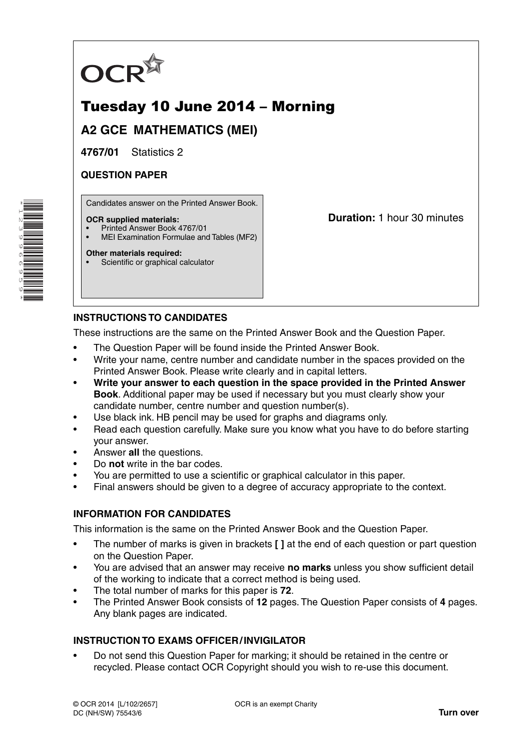OCR

# Tuesday 10 June 2014 – Morning

## A2 GCE MATHEMATICS (MEI)

**4767/01** Statistics 2

**QUESTION PAPER**

Candidates answer on the Printed Answer Book.

**OCR supplied materials:**
- Printed Answer Book 4767/01
- MEI Examination Formulae and Tables (MF2)

**Other materials required:**
- Scientific or graphical calculator

**Duration:** 1 hour 30 minutes

### INSTRUCTIONS TO CANDIDATES

These instructions are the same on the Printed Answer Book and the Question Paper.

- The Question Paper will be found inside the Printed Answer Book.
- Write your name, centre number and candidate number in the spaces provided on the Printed Answer Book. Please write clearly and in capital letters.
- **Write your answer to each question in the space provided in the Printed Answer Book**. Additional paper may be used if necessary but you must clearly show your candidate number, centre number and question number(s).
- Use black ink. HB pencil may be used for graphs and diagrams only.
- Read each question carefully. Make sure you know what you have to do before starting your answer.
- Answer **all** the questions.
- Do **not** write in the bar codes.
- You are permitted to use a scientific or graphical calculator in this paper.
- Final answers should be given to a degree of accuracy appropriate to the context.

### INFORMATION FOR CANDIDATES

This information is the same on the Printed Answer Book and the Question Paper.

- The number of marks is given in brackets **[ ]** at the end of each question or part question on the Question Paper.
- You are advised that an answer may receive **no marks** unless you show sufficient detail of the working to indicate that a correct method is being used.
- The total number of marks for this paper is **72**.
- The Printed Answer Book consists of **12** pages. The Question Paper consists of **4** pages. Any blank pages are indicated.

### INSTRUCTION TO EXAMS OFFICER / INVIGILATOR

- Do not send this Question Paper for marking; it should be retained in the centre or recycled. Please contact OCR Copyright should you wish to re-use this document.

© OCR 2014 [L/102/2657]
DC (NH/SW) 75543/6

OCR is an exempt Charity

**Turn over**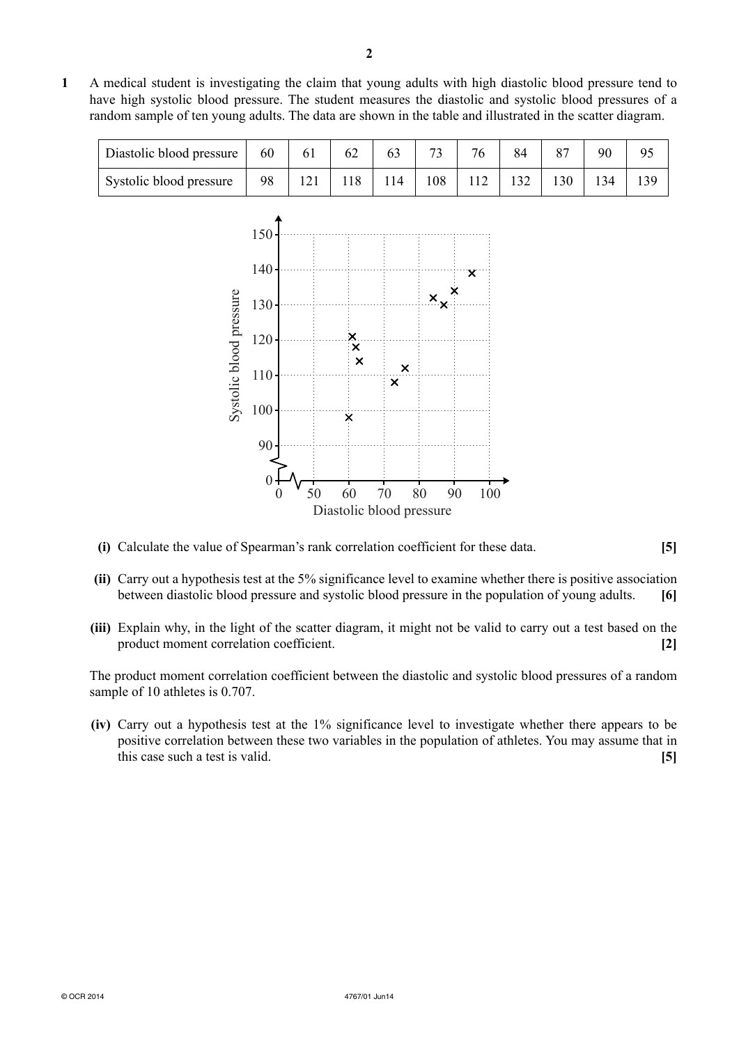**1** A medical student is investigating the claim that young adults with high diastolic blood pressure tend to have high systolic blood pressure. The student measures the diastolic and systolic blood pressures of a random sample of ten young adults. The data are shown in the table and illustrated in the scatter diagram.

| Diastolic blood pressure | 60 | 61 | 62 | 63 | 73 | 76 | 84 | 87 | 90 | 95 |
|---|---|---|---|---|---|---|---|---|---|---|
| Systolic blood pressure | 98 | 121 | 118 | 114 | 108 | 112 | 132 | 130 | 134 | 139 |

**(i)** Calculate the value of Spearman's rank correlation coefficient for these data. **[5]**

**(ii)** Carry out a hypothesis test at the 5% significance level to examine whether there is positive association between diastolic blood pressure and systolic blood pressure in the population of young adults. **[6]**

**(iii)** Explain why, in the light of the scatter diagram, it might not be valid to carry out a test based on the product moment correlation coefficient. **[2]**

The product moment correlation coefficient between the diastolic and systolic blood pressures of a random sample of 10 athletes is 0.707.

**(iv)** Carry out a hypothesis test at the 1% significance level to investigate whether there appears to be positive correlation between these two variables in the population of athletes. You may assume that in this case such a test is valid. **[5]**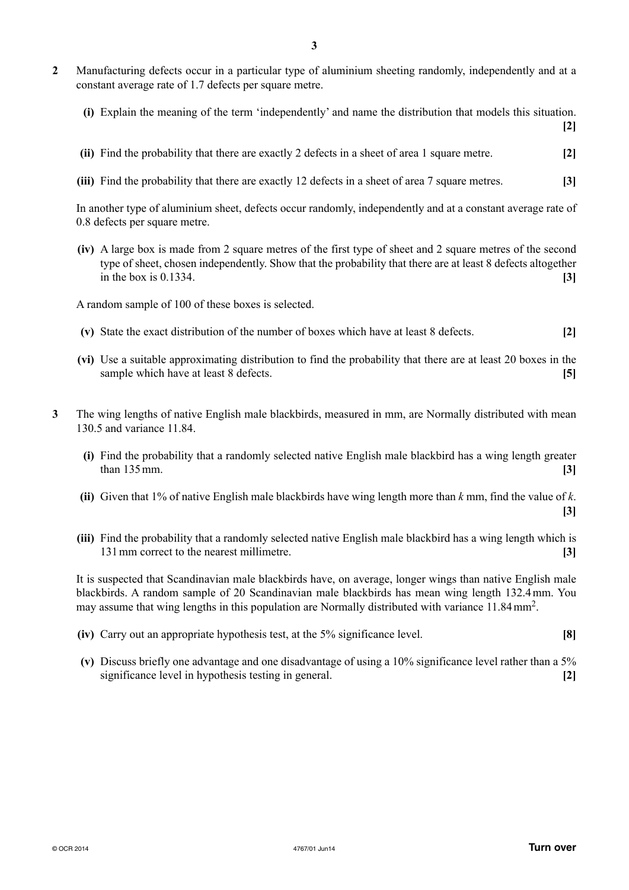**2** Manufacturing defects occur in a particular type of aluminium sheeting randomly, independently and at a constant average rate of 1.7 defects per square metre.

**(i)** Explain the meaning of the term 'independently' and name the distribution that models this situation. **[2]**

**(ii)** Find the probability that there are exactly 2 defects in a sheet of area 1 square metre. **[2]**

**(iii)** Find the probability that there are exactly 12 defects in a sheet of area 7 square metres. **[3]**

In another type of aluminium sheet, defects occur randomly, independently and at a constant average rate of 0.8 defects per square metre.

**(iv)** A large box is made from 2 square metres of the first type of sheet and 2 square metres of the second type of sheet, chosen independently. Show that the probability that there are at least 8 defects altogether in the box is 0.1334. **[3]**

A random sample of 100 of these boxes is selected.

**(v)** State the exact distribution of the number of boxes which have at least 8 defects. **[2]**

**(vi)** Use a suitable approximating distribution to find the probability that there are at least 20 boxes in the sample which have at least 8 defects. **[5]**

**3** The wing lengths of native English male blackbirds, measured in mm, are Normally distributed with mean 130.5 and variance 11.84.

**(i)** Find the probability that a randomly selected native English male blackbird has a wing length greater than 135 mm. **[3]**

**(ii)** Given that 1% of native English male blackbirds have wing length more than $k$ mm, find the value of $k$. **[3]**

**(iii)** Find the probability that a randomly selected native English male blackbird has a wing length which is 131 mm correct to the nearest millimetre. **[3]**

It is suspected that Scandinavian male blackbirds have, on average, longer wings than native English male blackbirds. A random sample of 20 Scandinavian male blackbirds has mean wing length 132.4 mm. You may assume that wing lengths in this population are Normally distributed with variance 11.84 $\text{mm}^2$.

**(iv)** Carry out an appropriate hypothesis test, at the 5% significance level. **[8]**

**(v)** Discuss briefly one advantage and one disadvantage of using a 10% significance level rather than a 5% significance level in hypothesis testing in general. **[2]**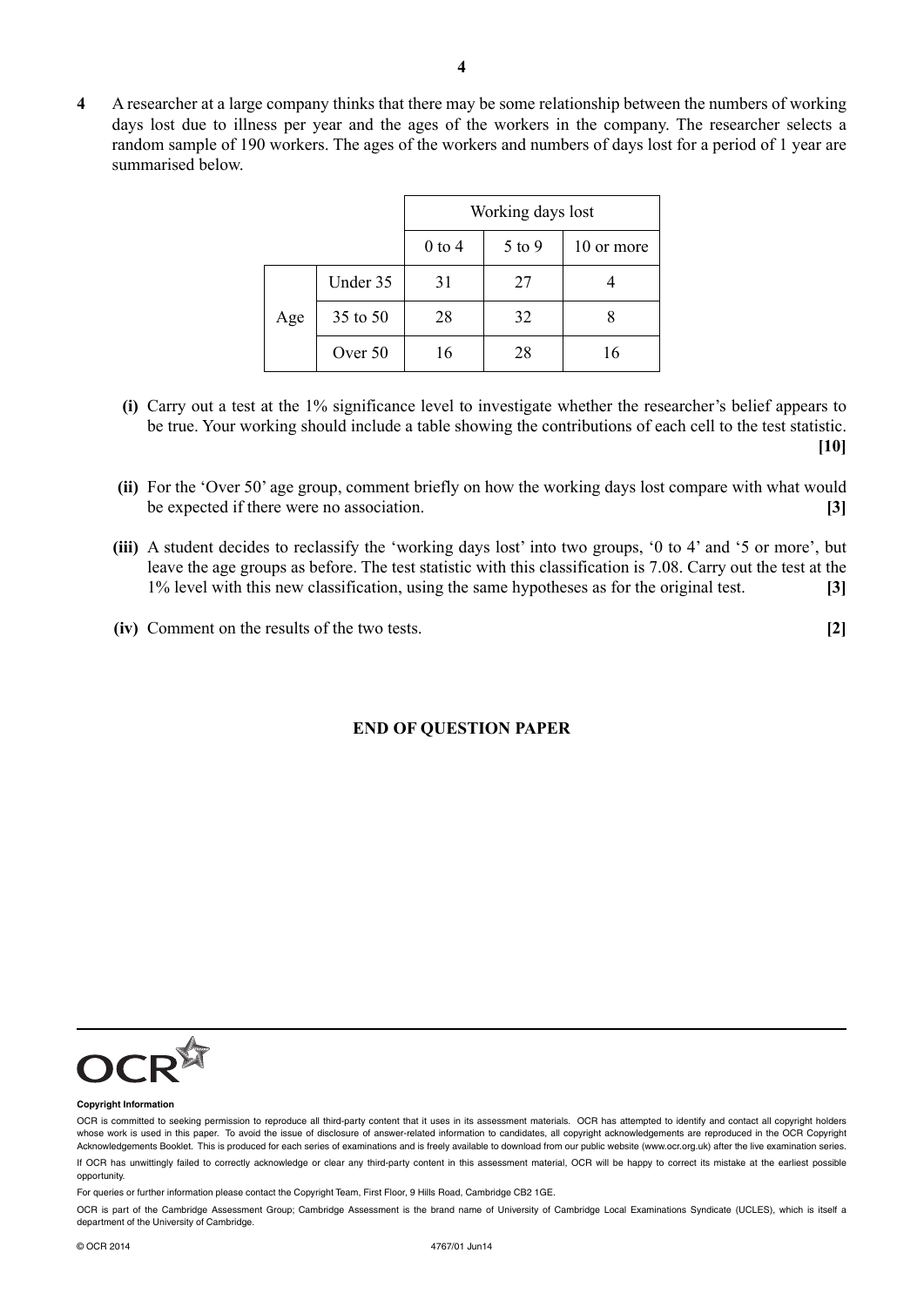**4** A researcher at a large company thinks that there may be some relationship between the numbers of working days lost due to illness per year and the ages of the workers in the company. The researcher selects a random sample of 190 workers. The ages of the workers and numbers of days lost for a period of 1 year are summarised below.

| | | Working days lost | | |
|---|---|---|---|---|
| | | 0 to 4 | 5 to 9 | 10 or more |
| Age | Under 35 | 31 | 27 | 4 |
| | 35 to 50 | 28 | 32 | 8 |
| | Over 50 | 16 | 28 | 16 |

**(i)** Carry out a test at the 1% significance level to investigate whether the researcher's belief appears to be true. Your working should include a table showing the contributions of each cell to the test statistic. **[10]**

**(ii)** For the 'Over 50' age group, comment briefly on how the working days lost compare with what would be expected if there were no association. **[3]**

**(iii)** A student decides to reclassify the 'working days lost' into two groups, '0 to 4' and '5 or more', but leave the age groups as before. The test statistic with this classification is 7.08. Carry out the test at the 1% level with this new classification, using the same hypotheses as for the original test. **[3]**

**(iv)** Comment on the results of the two tests. **[2]**

**END OF QUESTION PAPER**

**Copyright Information**

OCR is committed to seeking permission to reproduce all third-party content that it uses in its assessment materials. OCR has attempted to identify and contact all copyright holders whose work is used in this paper. To avoid the issue of disclosure of answer-related information to candidates, all copyright acknowledgements are reproduced in the OCR Copyright Acknowledgements Booklet. This is produced for each series of examinations and is freely available to download from our public website (www.ocr.org.uk) after the live examination series.

If OCR has unwittingly failed to correctly acknowledge or clear any third-party content in this assessment material, OCR will be happy to correct its mistake at the earliest possible opportunity.

For queries or further information please contact the Copyright Team, First Floor, 9 Hills Road, Cambridge CB2 1GE.

OCR is part of the Cambridge Assessment Group; Cambridge Assessment is the brand name of University of Cambridge Local Examinations Syndicate (UCLES), which is itself a department of the University of Cambridge.